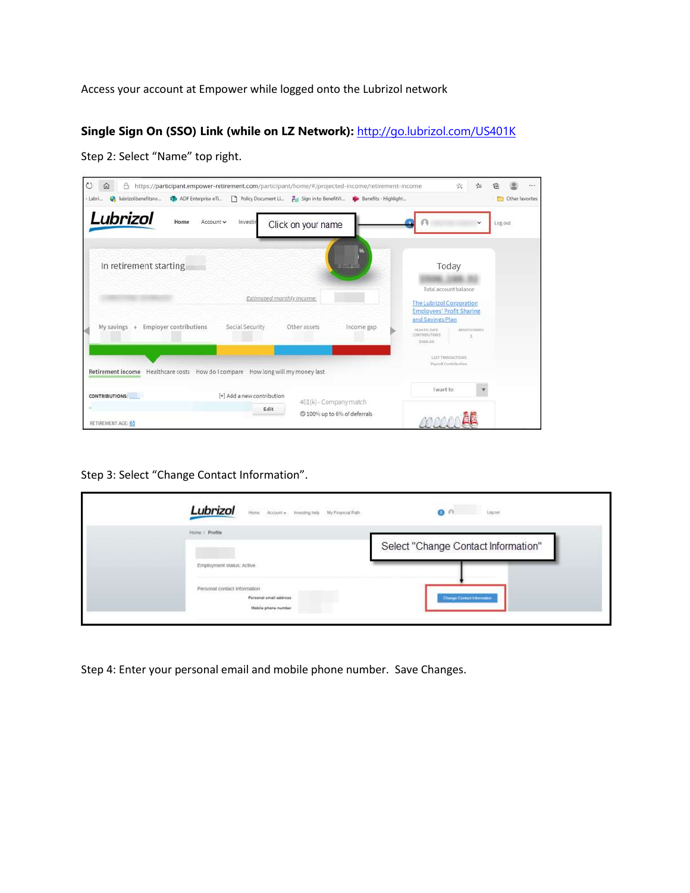Access your account at Empower while logged onto the Lubrizol network

**Single Sign On (SSO) Link (while on LZ Network):** http://go.lubrizol.com/US401K

Step 2: Select "Name" top right.

Step 3: Select "Change Contact Information".

Step 4: Enter your personal email and mobile phone number. Save Changes.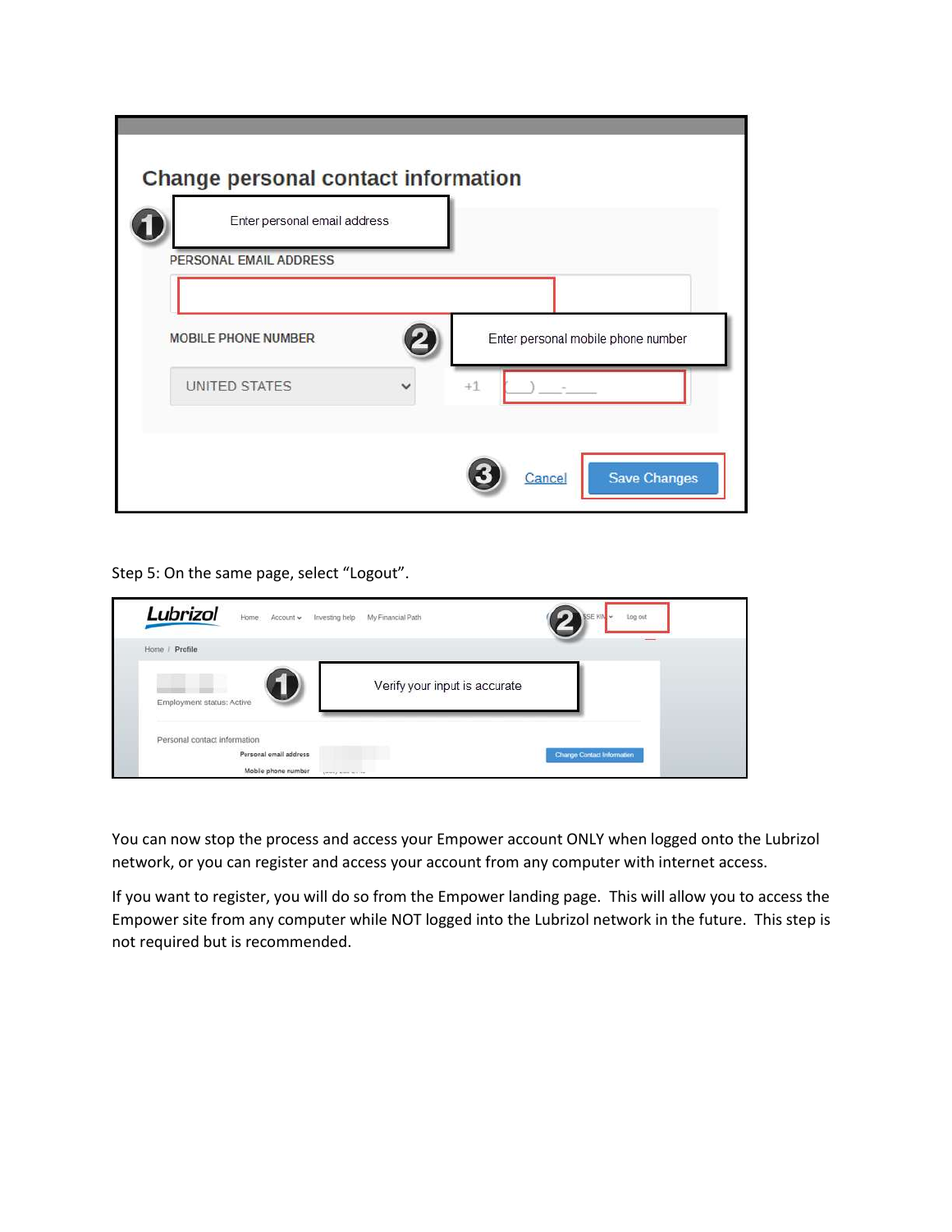Change personal contact information

1 Enter personal email address

PERSONAL EMAIL ADDRESS

MOBILE PHONE NUMBER

2 Enter personal mobile phone number

UNITED STATES +1 (___) ___-____

3 Cancel Save Changes

Step 5: On the same page, select "Logout".

Lubrizol Home Account Investing help My Financial Path

2 Log out

Home / Profile

1 Verify your input is accurate

Employment status: Active

Personal contact information

Personal email address

Mobile phone number

Change Contact Information

You can now stop the process and access your Empower account ONLY when logged onto the Lubrizol network, or you can register and access your account from any computer with internet access.

If you want to register, you will do so from the Empower landing page. This will allow you to access the Empower site from any computer while NOT logged into the Lubrizol network in the future. This step is not required but is recommended.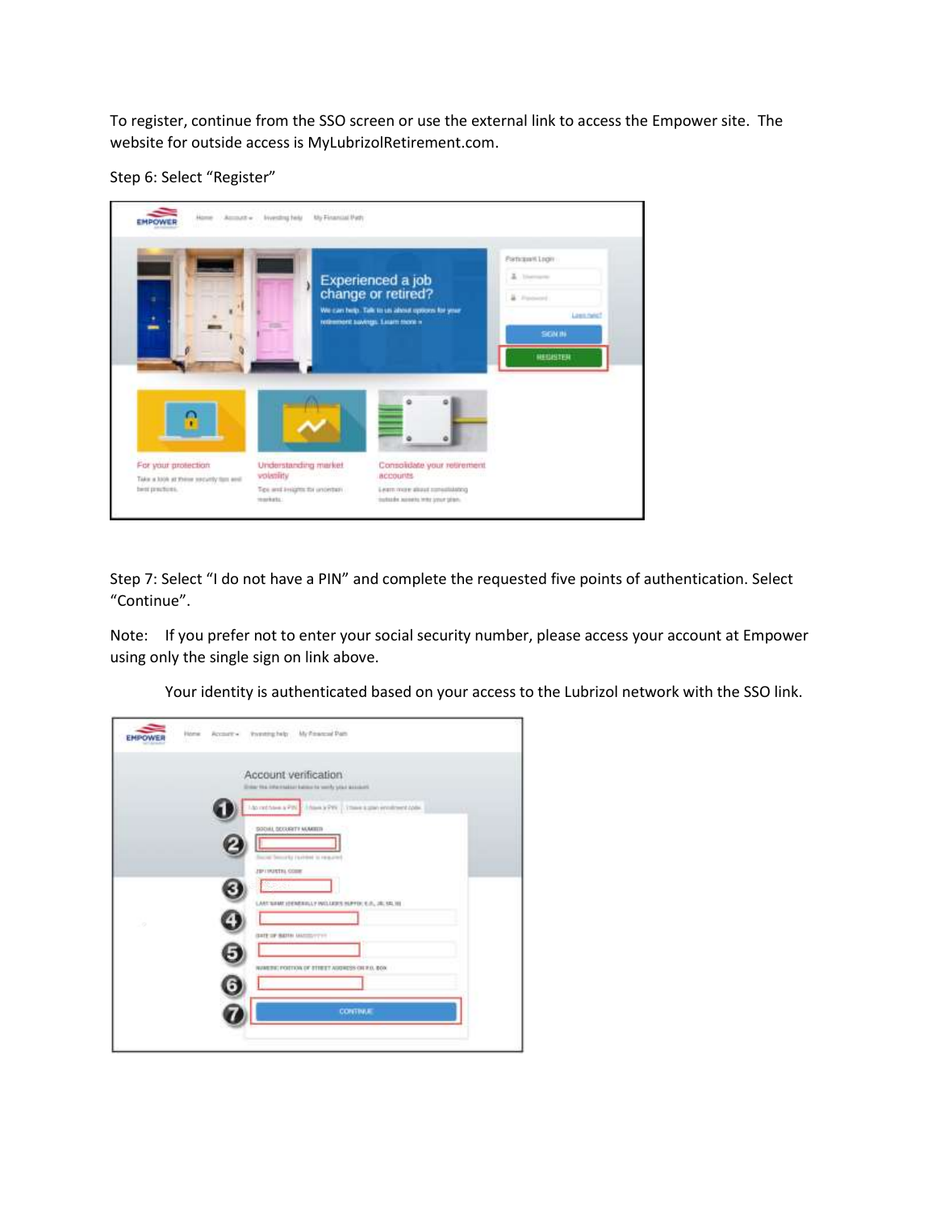To register, continue from the SSO screen or use the external link to access the Empower site. The website for outside access is MyLubrizolRetirement.com.

Step 6: Select "Register"

Step 7: Select "I do not have a PIN" and complete the requested five points of authentication. Select "Continue".

Note: If you prefer not to enter your social security number, please access your account at Empower using only the single sign on link above.

Your identity is authenticated based on your access to the Lubrizol network with the SSO link.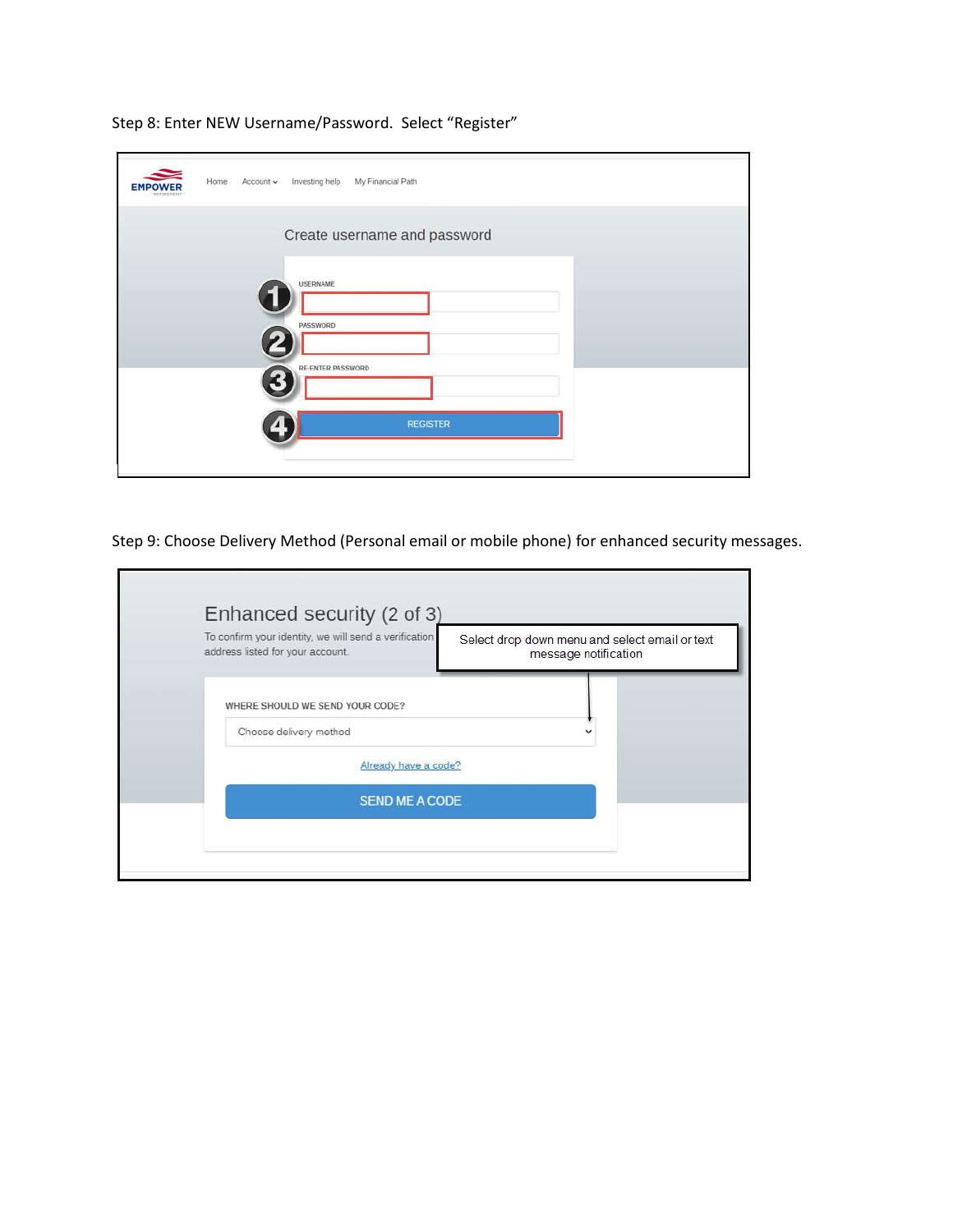Step 8: Enter NEW Username/Password. Select "Register"

EMPOWER

Home Account Investing help My Financial Path

Create username and password

1. USERNAME
2. PASSWORD
3. RE-ENTER PASSWORD
4. REGISTER

Step 9: Choose Delivery Method (Personal email or mobile phone) for enhanced security messages.

Enhanced security (2 of 3)

To confirm your identity, we will send a verification ... address listed for your account.

Select drop down menu and select email or text message notification

WHERE SHOULD WE SEND YOUR CODE?

Choose delivery method

Already have a code?

SEND ME A CODE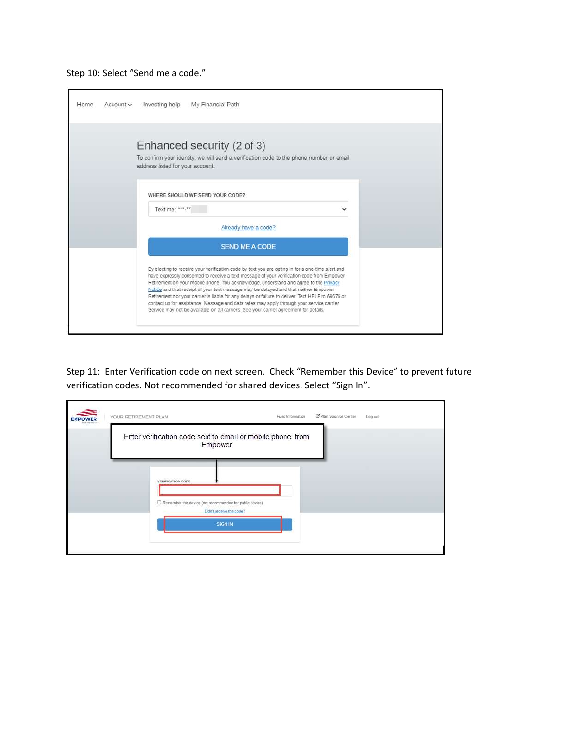Step 10: Select "Send me a code."

Home Account Investing help My Financial Path

Enhanced security (2 of 3)

To confirm your identity, we will send a verification code to the phone number or email address listed for your account.

WHERE SHOULD WE SEND YOUR CODE?

Text me: ***-**

Already have a code?

SEND ME A CODE

By electing to receive your verification code by text you are opting in for a one-time alert and have expressly consented to receive a text message of your verification code from Empower Retirement on your mobile phone. You acknowledge, understand and agree to the Privacy Notice and that receipt of your text message may be delayed and that neither Empower Retirement nor your carrier is liable for any delays or failure to deliver. Text HELP to 69675 or contact us for assistance. Message and data rates may apply through your service carrier. Service may not be available on all carriers. See your carrier agreement for details.

Step 11: Enter Verification code on next screen. Check "Remember this Device" to prevent future verification codes. Not recommended for shared devices. Select "Sign In".

EMPOWER RETIREMENT YOUR RETIREMENT PLAN Fund Information Plan Sponsor Center Log out

Enter verification code sent to email or mobile phone from Empower

VERIFICATION CODE

Remember this device (not recommended for public device)

Didn't receive the code?

SIGN IN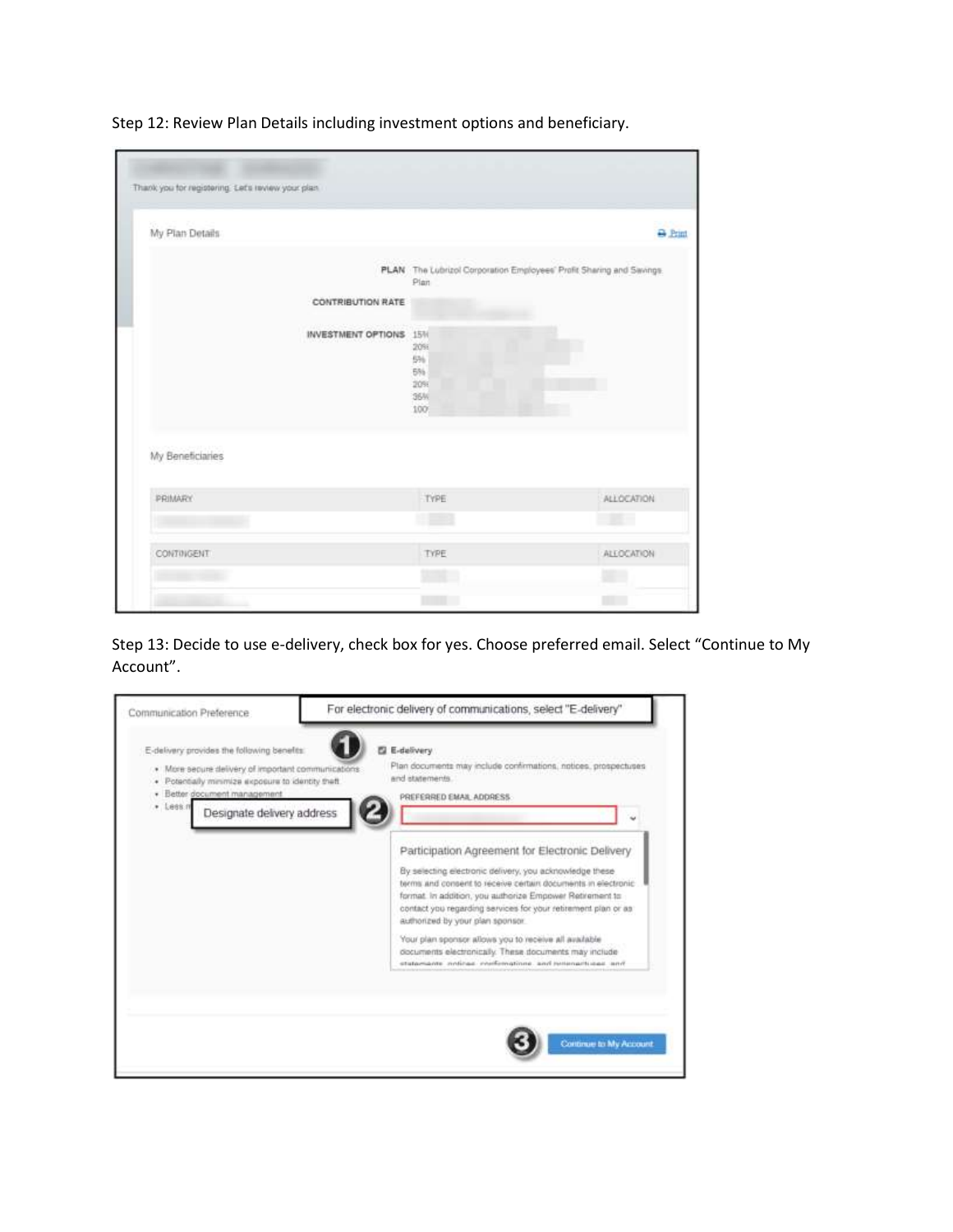Step 12: Review Plan Details including investment options and beneficiary.

Thank you for registering. Let's review your plan.

My Plan Details

Print

PLAN The Lubrizol Corporation Employees' Profit Sharing and Savings Plan

CONTRIBUTION RATE

INVESTMENT OPTIONS 15% 20% 5% 5% 20% 35% 100

My Beneficiaries

| PRIMARY | TYPE | ALLOCATION |
| --- | --- | --- |
| | | |

| CONTINGENT | TYPE | ALLOCATION |
| --- | --- | --- |
| | | |
| | | |

Step 13: Decide to use e-delivery, check box for yes. Choose preferred email. Select "Continue to My Account".

Communication Preference

For electronic delivery of communications, select "E-delivery"

E-delivery provides the following benefits:

- More secure delivery of important communications
- Potentially minimize exposure to identity theft
- Better document management
- Less n

1 E-delivery

Plan documents may include confirmations, notices, prospectuses and statements.

2 Designate delivery address

PREFERRED EMAIL ADDRESS

Participation Agreement for Electronic Delivery

By selecting electronic delivery, you acknowledge these terms and consent to receive certain documents in electronic format. In addition, you authorize Empower Retirement to contact you regarding services for your retirement plan or as authorized by your plan sponsor.

Your plan sponsor allows you to receive all available documents electronically. These documents may include statements, notices, confirmations, and prospectuses, and

3 Continue to My Account